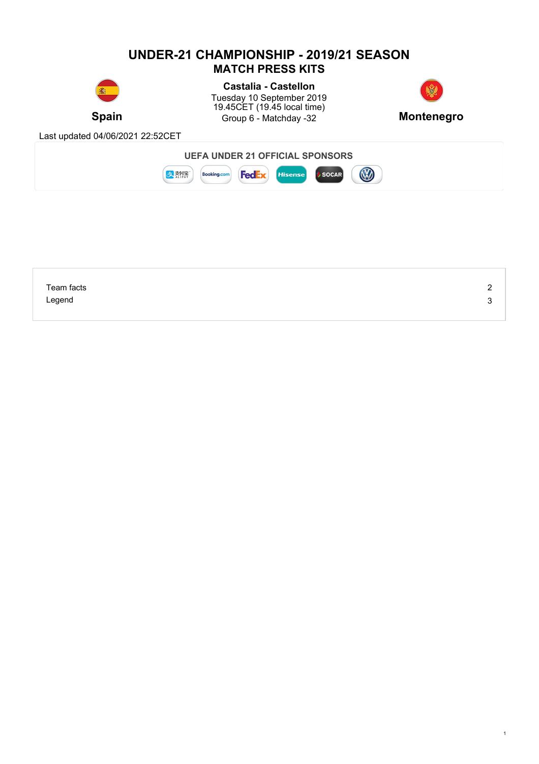# UNDER-21 CHAMPIONSHIP - 2019/21 SEASON
## MATCH PRESS KITS

**Spain**

**Castalia - Castellon**
Tuesday 10 September 2019
19.45CET (19.45 local time)
Group 6 - Matchday -32

**Montenegro**

Last updated 04/06/2021 22:52CET

**UEFA UNDER 21 OFFICIAL SPONSORS**

| | |
|---|---|
| Team facts | 2 |
| Legend | 3 |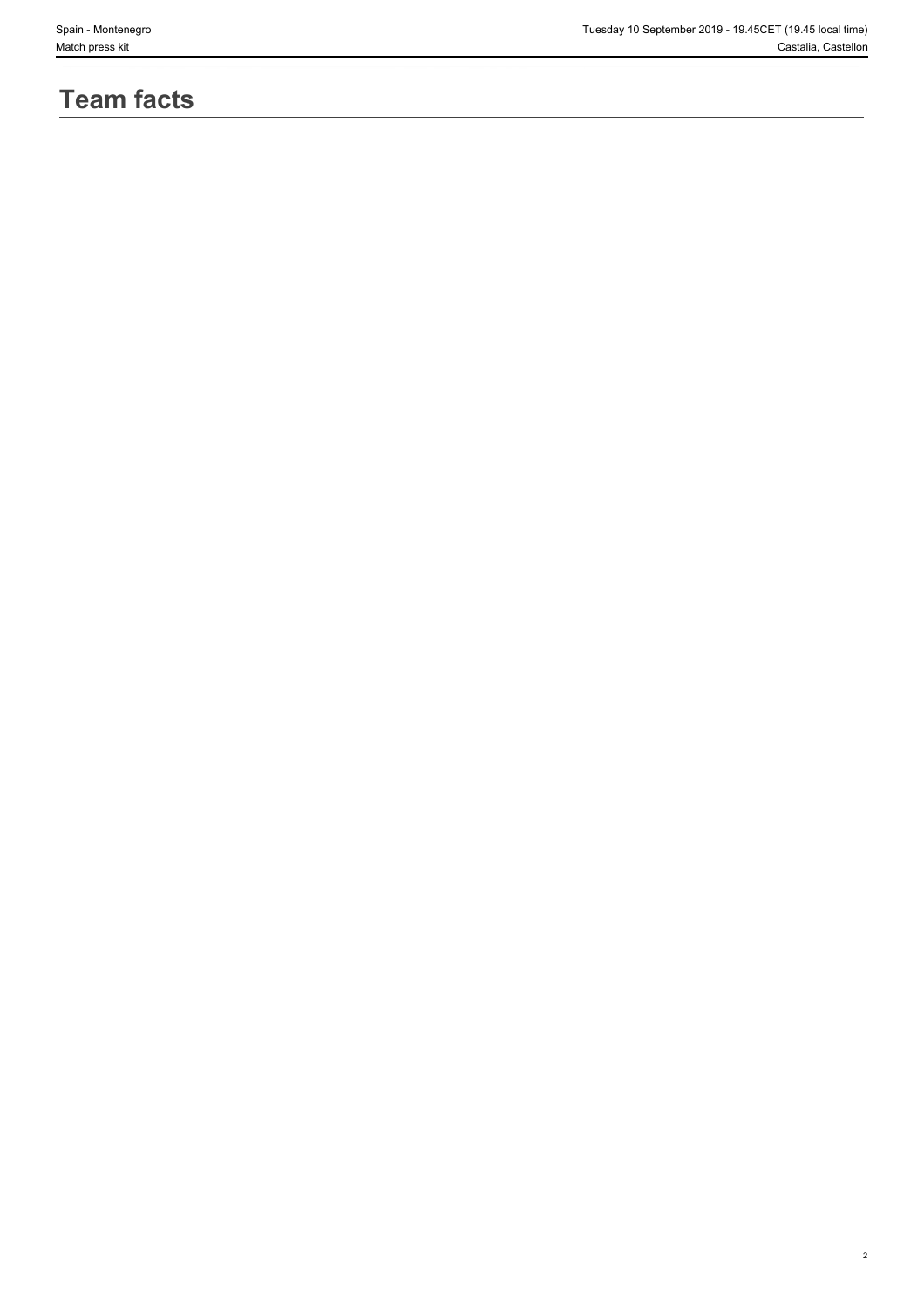# Team facts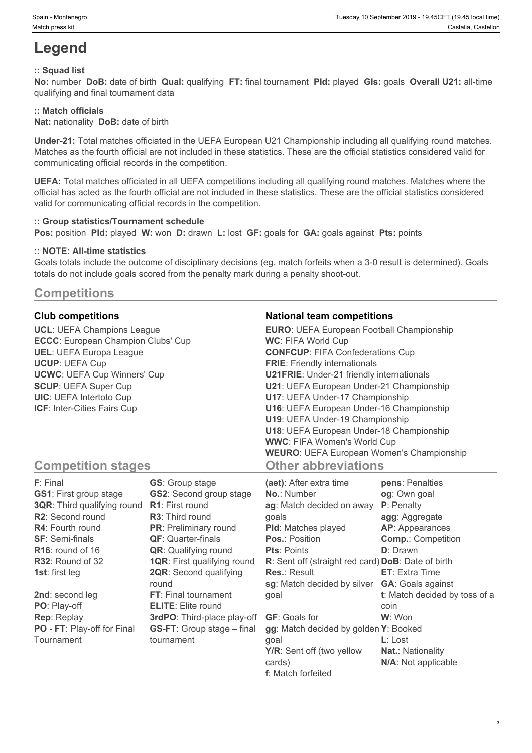# Legend

### :: Squad list

**No:** number **DoB:** date of birth **Qual:** qualifying **FT:** final tournament **Pld:** played **Gls:** goals **Overall U21:** all-time qualifying and final tournament data

### :: Match officials

**Nat:** nationality **DoB:** date of birth

**Under-21:** Total matches officiated in the UEFA European U21 Championship including all qualifying round matches. Matches as the fourth official are not included in these statistics. These are the official statistics considered valid for communicating official records in the competition.

**UEFA:** Total matches officiated in all UEFA competitions including all qualifying round matches. Matches where the official has acted as the fourth official are not included in these statistics. These are the official statistics considered valid for communicating official records in the competition.

### :: Group statistics/Tournament schedule

**Pos:** position **Pld:** played **W:** won **D:** drawn **L:** lost **GF:** goals for **GA:** goals against **Pts:** points

### :: NOTE: All-time statistics

Goals totals include the outcome of disciplinary decisions (eg. match forfeits when a 3-0 result is determined). Goals totals do not include goals scored from the penalty mark during a penalty shoot-out.

## Competitions

### Club competitions

**UCL**: UEFA Champions League
**ECCC**: European Champion Clubs' Cup
**UEL**: UEFA Europa League
**UCUP**: UEFA Cup
**UCWC**: UEFA Cup Winners' Cup
**SCUP**: UEFA Super Cup
**UIC**: UEFA Intertoto Cup
**ICF**: Inter-Cities Fairs Cup

### National team competitions

**EURO**: UEFA European Football Championship
**WC**: FIFA World Cup
**CONFCUP**: FIFA Confederations Cup
**FRIE**: Friendly internationals
**U21FRIE**: Under-21 friendly internationals
**U21**: UEFA European Under-21 Championship
**U17**: UEFA Under-17 Championship
**U16**: UEFA European Under-16 Championship
**U19**: UEFA Under-19 Championship
**U18**: UEFA European Under-18 Championship
**WWC**: FIFA Women's World Cup
**WEURO**: UEFA European Women's Championship

## Competition stages

**F**: Final
**GS1**: First group stage
**3QR**: Third qualifying round
**R2**: Second round
**R4**: Fourth round
**SF**: Semi-finals
**R16**: round of 16
**R32**: Round of 32
**1st**: first leg
**2nd**: second leg
**PO**: Play-off
**Rep**: Replay
**PO - FT**: Play-off for Final Tournament
**GS**: Group stage
**GS2**: Second group stage
**R1**: First round
**R3**: Third round
**PR**: Preliminary round
**QF**: Quarter-finals
**QR**: Qualifying round
**1QR**: First qualifying round
**2QR**: Second qualifying round
**FT**: Final tournament
**ELITE**: Elite round
**3rdPO**: Third-place play-off
**GS-FT**: Group stage – final tournament

## Other abbreviations

**(aet)**: After extra time
**No.**: Number
**ag**: Match decided on away goals
**Pld**: Matches played
**Pos.**: Position
**Pts**: Points
**R**: Sent off (straight red card)
**Res.**: Result
**sg**: Match decided by silver goal
**GF**: Goals for
**gg**: Match decided by golden goal
**Y/R**: Sent off (two yellow cards)
**f**: Match forfeited
**pens**: Penalties
**og**: Own goal
**P**: Penalty
**agg**: Aggregate
**AP**: Appearances
**Comp.**: Competition
**D**: Drawn
**DoB**: Date of birth
**ET**: Extra Time
**GA**: Goals against
**t**: Match decided by toss of a coin
**W**: Won
**Y**: Booked
**L**: Lost
**Nat.**: Nationality
**N/A**: Not applicable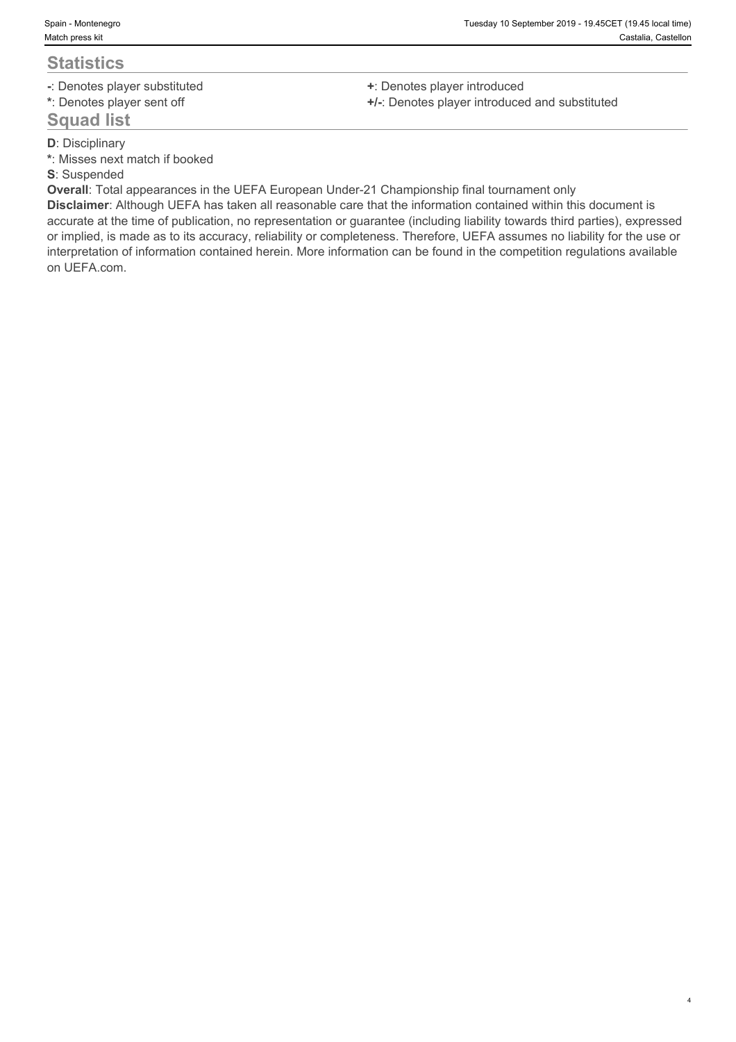## Statistics

**-**: Denotes player substituted

**\***: Denotes player sent off

**+**: Denotes player introduced

**+/-**: Denotes player introduced and substituted

## Squad list

**D**: Disciplinary

**\***: Misses next match if booked

**S**: Suspended

**Overall**: Total appearances in the UEFA European Under-21 Championship final tournament only

**Disclaimer**: Although UEFA has taken all reasonable care that the information contained within this document is accurate at the time of publication, no representation or guarantee (including liability towards third parties), expressed or implied, is made as to its accuracy, reliability or completeness. Therefore, UEFA assumes no liability for the use or interpretation of information contained herein. More information can be found in the competition regulations available on UEFA.com.